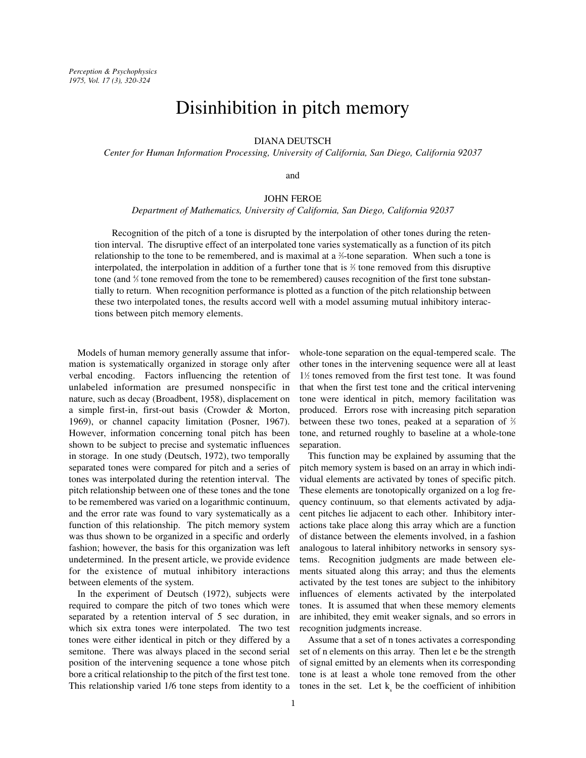# Disinhibition in pitch memory

DIANA DEUTSCH

*Center for Human Information Processing, University of California, San Diego, California 92037*

and

JOHN FEROE

*Department of Mathematics, University of California, San Diego, California 92037*

Recognition of the pitch of a tone is disrupted by the interpolation of other tones during the retention interval. The disruptive effect of an interpolated tone varies systematically as a function of its pitch relationship to the tone to be remembered, and is maximal at a ⅔-tone separation. When such a tone is interpolated, the interpolation in addition of a further tone that is ⅔ tone removed from this disruptive tone (and ⅓ tone removed from the tone to be remembered) causes recognition of the first tone substantially to return. When recognition performance is plotted as a function of the pitch relationship between these two interpolated tones, the results accord well with a model assuming mutual inhibitory interactions between pitch memory elements.

Models of human memory generally assume that information is systematically organized in storage only after verbal encoding. Factors influencing the retention of unlabeled information are presumed nonspecific in nature, such as decay (Broadbent, 1958), displacement on a simple first-in, first-out basis (Crowder & Morton, 1969), or channel capacity limitation (Posner, 1967). However, information concerning tonal pitch has been shown to be subject to precise and systematic influences in storage. In one study (Deutsch, 1972), two temporally separated tones were compared for pitch and a series of tones was interpolated during the retention interval. The pitch relationship between one of these tones and the tone to be remembered was varied on a logarithmic continuum, and the error rate was found to vary systematically as a function of this relationship. The pitch memory system was thus shown to be organized in a specific and orderly fashion; however, the basis for this organization was left undetermined. In the present article, we provide evidence for the existence of mutual inhibitory interactions between elements of the system.

In the experiment of Deutsch (1972), subjects were required to compare the pitch of two tones which were separated by a retention interval of 5 sec duration, in which six extra tones were interpolated. The two test tones were either identical in pitch or they differed by a semitone. There was always placed in the second serial position of the intervening sequence a tone whose pitch bore a critical relationship to the pitch of the first test tone. This relationship varied 1/6 tone steps from identity to a whole-tone separation on the equal-tempered scale. The other tones in the intervening sequence were all at least 1½ tones removed from the first test tone. It was found that when the first test tone and the critical intervening tone were identical in pitch, memory facilitation was produced. Errors rose with increasing pitch separation between these two tones, peaked at a separation of ⅔ tone, and returned roughly to baseline at a whole-tone separation.

This function may be explained by assuming that the pitch memory system is based on an array in which individual elements are activated by tones of specific pitch. These elements are tonotopically organized on a log frequency continuum, so that elements activated by adjacent pitches lie adjacent to each other. Inhibitory interactions take place along this array which are a function of distance between the elements involved, in a fashion analogous to lateral inhibitory networks in sensory systems. Recognition judgments are made between elements situated along this array; and thus the elements activated by the test tones are subject to the inhibitory influences of elements activated by the interpolated tones. It is assumed that when these memory elements are inhibited, they emit weaker signals, and so errors in recognition judgments increase.

Assume that a set of n tones activates a corresponding set of n elements on this array. Then let e be the strength of signal emitted by an elements when its corresponding tone is at least a whole tone removed from the other tones in the set. Let $k_s$ be the coefficient of inhibition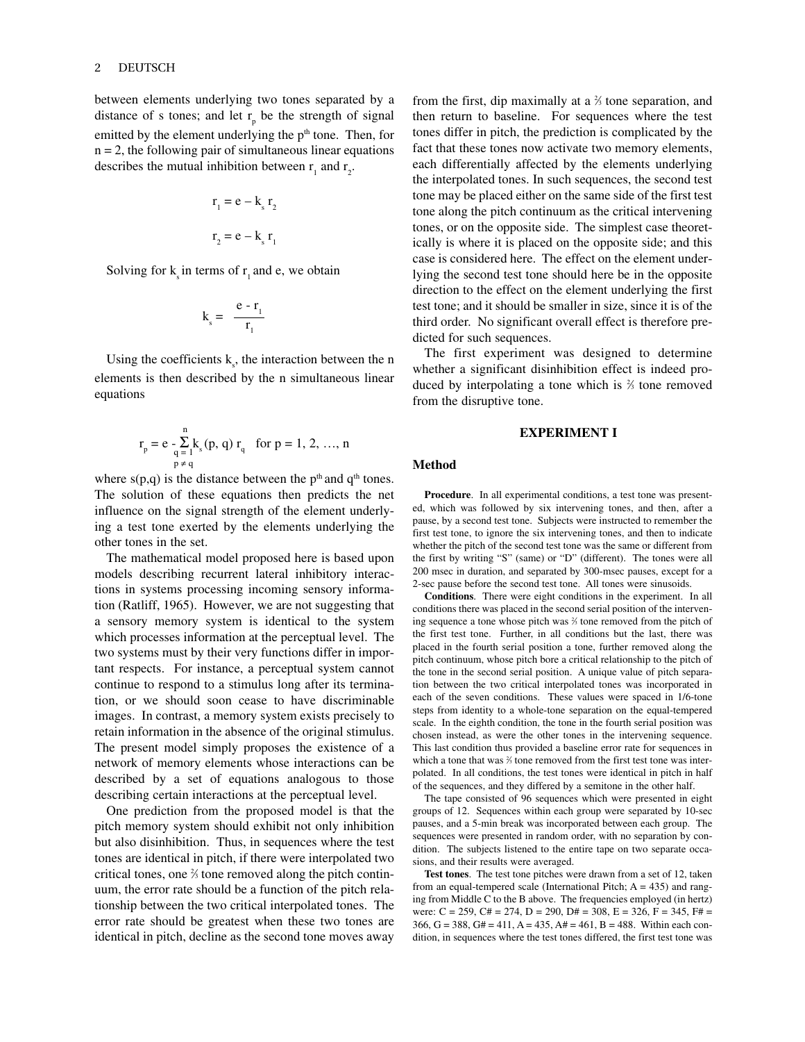between elements underlying two tones separated by a distance of s tones; and let $r_p$ be the strength of signal emitted by the element underlying the $p^{th}$ tone. Then, for n = 2, the following pair of simultaneous linear equations describes the mutual inhibition between $r_1$ and $r_2$.

$$r_1 = e - k_s r_2$$

$$r_2 = e - k_s r_1$$

Solving for $k_s$ in terms of $r_1$ and e, we obtain

$$k_s = \frac{e - r_1}{r_1}$$

Using the coefficients $k_s$, the interaction between the n elements is then described by the n simultaneous linear equations

$$r_p = e - \sum_{\substack{q=1 \\ p \neq q}}^{n} k_s(p, q)\, r_q \quad \text{for } p = 1, 2, \ldots, n$$

where s(p,q) is the distance between the $p^{th}$ and $q^{th}$ tones. The solution of these equations then predicts the net influence on the signal strength of the element underlying a test tone exerted by the elements underlying the other tones in the set.

The mathematical model proposed here is based upon models describing recurrent lateral inhibitory interactions in systems processing incoming sensory information (Ratliff, 1965). However, we are not suggesting that a sensory memory system is identical to the system which processes information at the perceptual level. The two systems must by their very functions differ in important respects. For instance, a perceptual system cannot continue to respond to a stimulus long after its termination, or we should soon cease to have discriminable images. In contrast, a memory system exists precisely to retain information in the absence of the original stimulus. The present model simply proposes the existence of a network of memory elements whose interactions can be described by a set of equations analogous to those describing certain interactions at the perceptual level.

One prediction from the proposed model is that the pitch memory system should exhibit not only inhibition but also disinhibition. Thus, in sequences where the test tones are identical in pitch, if there were interpolated two critical tones, one ⅔ tone removed along the pitch continuum, the error rate should be a function of the pitch relationship between the two critical interpolated tones. The error rate should be greatest when these two tones are identical in pitch, decline as the second tone moves away from the first, dip maximally at a ⅔ tone separation, and then return to baseline. For sequences where the test tones differ in pitch, the prediction is complicated by the fact that these tones now activate two memory elements, each differentially affected by the elements underlying the interpolated tones. In such sequences, the second test tone may be placed either on the same side of the first test tone along the pitch continuum as the critical intervening tones, or on the opposite side. The simplest case theoretically is where it is placed on the opposite side; and this case is considered here. The effect on the element underlying the second test tone should here be in the opposite direction to the effect on the element underlying the first test tone; and it should be smaller in size, since it is of the third order. No significant overall effect is therefore predicted for such sequences.

The first experiment was designed to determine whether a significant disinhibition effect is indeed produced by interpolating a tone which is ⅔ tone removed from the disruptive tone.

## EXPERIMENT I

### Method

**Procedure**. In all experimental conditions, a test tone was presented, which was followed by six intervening tones, and then, after a pause, by a second test tone. Subjects were instructed to remember the first test tone, to ignore the six intervening tones, and then to indicate whether the pitch of the second test tone was the same or different from the first by writing "S" (same) or "D" (different). The tones were all 200 msec in duration, and separated by 300-msec pauses, except for a 2-sec pause before the second test tone. All tones were sinusoids.

**Conditions**. There were eight conditions in the experiment. In all conditions there was placed in the second serial position of the intervening sequence a tone whose pitch was ⅔ tone removed from the pitch of the first test tone. Further, in all conditions but the last, there was placed in the fourth serial position a tone, further removed along the pitch continuum, whose pitch bore a critical relationship to the pitch of the tone in the second serial position. A unique value of pitch separation between the two critical interpolated tones was incorporated in each of the seven conditions. These values were spaced in 1/6-tone steps from identity to a whole-tone separation on the equal-tempered scale. In the eighth condition, the tone in the fourth serial position was chosen instead, as were the other tones in the intervening sequence. This last condition thus provided a baseline error rate for sequences in which a tone that was ⅔ tone removed from the first test tone was interpolated. In all conditions, the test tones were identical in pitch in half of the sequences, and they differed by a semitone in the other half.

The tape consisted of 96 sequences which were presented in eight groups of 12. Sequences within each group were separated by 10-sec pauses, and a 5-min break was incorporated between each group. The sequences were presented in random order, with no separation by condition. The subjects listened to the entire tape on two separate occasions, and their results were averaged.

**Test tones**. The test tone pitches were drawn from a set of 12, taken from an equal-tempered scale (International Pitch; A = 435) and ranging from Middle C to the B above. The frequencies employed (in hertz) were: C = 259, C# = 274, D = 290, D# = 308, E = 326, F = 345, F# = 366, G = 388, G# = 411, A = 435, A# = 461, B = 488. Within each condition, in sequences where the test tones differed, the first test tone was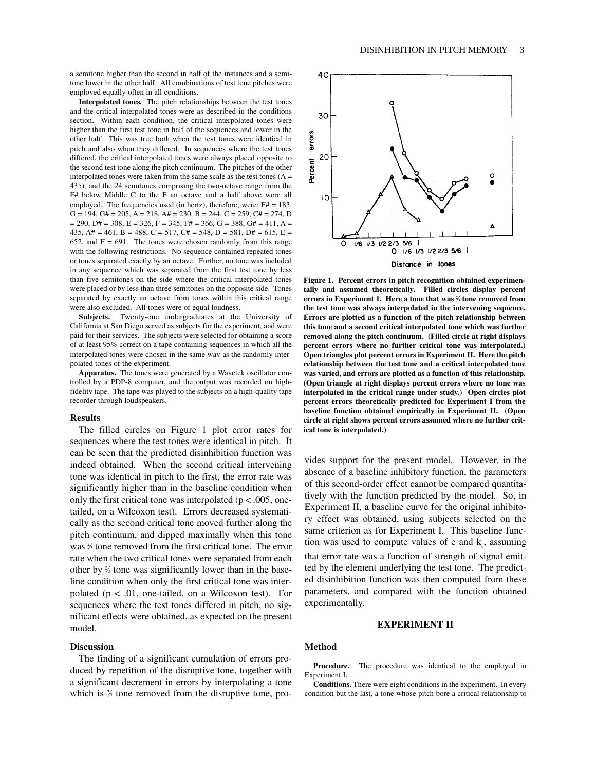a semitone higher than the second in half of the instances and a semitone lower in the other half. All combinations of test tone pitches were employed equally often in all conditions.

**Interpolated tones.** The pitch relationships between the test tones and the critical interpolated tones were as described in the conditions section. Within each condition, the critical interpolated tones were higher than the first test tone in half of the sequences and lower in the other half. This was true both when the test tones were identical in pitch and also when they differed. In sequences where the test tones differed, the critical interpolated tones were always placed opposite to the second test tone along the pitch continuum. The pitches of the other interpolated tones were taken from the same scale as the test tones (A = 435), and the 24 semitones comprising the two-octave range from the F# below Middle C to the F an octave and a half above were all employed. The frequencies used (in hertz), therefore, were: F# = 183, G = 194, G# = 205, A = 218, A# = 230, B = 244, C = 259, C# = 274, D = 290, D# = 308, E = 326, F = 345, F# = 366, G = 388, G# = 411, A = 435, A# = 461, B = 488, C = 517, C# = 548, D = 581, D# = 615, E = 652, and F = 691. The tones were chosen randomly from this range with the following restrictions. No sequence contained repeated tones or tones separated exactly by an octave. Further, no tone was included in any sequence which was separated from the first test tone by less than five semitones on the side where the critical interpolated tones were placed or by less than three semitones on the opposite side. Tones separated by exactly an octave from tones within this critical range were also excluded. All tones were of equal loudness.

**Subjects.** Twenty-one undergraduates at the University of California at San Diego served as subjects for the experiment, and were paid for their services. The subjects were selected for obtaining a score of at least 95% correct on a tape containing sequences in which all the interpolated tones were chosen in the same way as the randomly interpolated tones of the experiment.

**Apparatus.** The tones were generated by a Wavetek oscillator controlled by a PDP-8 computer, and the output was recorded on high-fidelity tape. The tape was played to the subjects on a high-quality tape recorder through loudspeakers.

### Results

The filled circles on Figure 1 plot error rates for sequences where the test tones were identical in pitch. It can be seen that the predicted disinhibition function was indeed obtained. When the second critical intervening tone was identical in pitch to the first, the error rate was significantly higher than in the baseline condition when only the first critical tone was interpolated ($p < .005$, one-tailed, on a Wilcoxon test). Errors decreased systematically as the second critical tone moved further along the pitch continuum, and dipped maximally when this tone was ⅔ tone removed from the first critical tone. The error rate when the two critical tones were separated from each other by ⅔ tone was significantly lower than in the baseline condition when only the first critical tone was interpolated ($p < .01$, one-tailed, on a Wilcoxon test). For sequences where the test tones differed in pitch, no significant effects were obtained, as expected on the present model.

### Discussion

The finding of a significant cumulation of errors produced by repetition of the disruptive tone, together with a significant decrement in errors by interpolating a tone which is ⅔ tone removed from the disruptive tone, provides support for the present model. However, in the absence of a baseline inhibitory function, the parameters of this second-order effect cannot be compared quantitatively with the function predicted by the model. So, in Experiment II, a baseline curve for the original inhibitory effect was obtained, using subjects selected on the same criterion as for Experiment I. This baseline function was used to compute values of e and $k_s$, assuming that error rate was a function of strength of signal emitted by the element underlying the test tone. The predicted disinhibition function was then computed from these parameters, and compared with the function obtained experimentally.

**Figure 1. Percent errors in pitch recognition obtained experimentally and assumed theoretically. Filled circles display percent errors in Experiment 1. Here a tone that was ⅔ tone removed from the test tone was always interpolated in the intervening sequence. Errors are plotted as a function of the pitch relationship between this tone and a second critical interpolated tone which was further removed along the pitch continuum. (Filled circle at right displays percent errors where no further critical tone was interpolated.) Open triangles plot percent errors in Experiment II. Here the pitch relationship between the test tone and a critical interpolated tone was varied, and errors are plotted as a function of this relationship. (Open triangle at right displays percent errors where no tone was interpolated in the critical range under study.) Open circles plot percent errors theoretically predicted for Experiment I from the baseline function obtained empirically in Experiment II. (Open circle at right shows percent errors assumed where no further critical tone is interpolated.)**

## EXPERIMENT II

### Method

**Procedure.** The procedure was identical to the employed in Experiment I.

**Conditions.** There were eight conditions in the experiment. In every condition but the last, a tone whose pitch bore a critical relationship to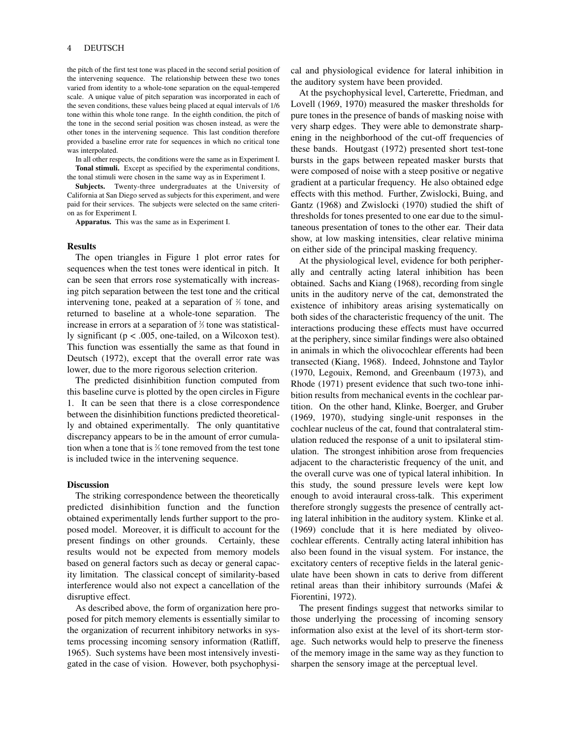the pitch of the first test tone was placed in the second serial position of the intervening sequence. The relationship between these two tones varied from identity to a whole-tone separation on the equal-tempered scale. A unique value of pitch separation was incorporated in each of the seven conditions, these values being placed at equal intervals of 1/6 tone within this whole tone range. In the eighth condition, the pitch of the tone in the second serial position was chosen instead, as were the other tones in the intervening sequence. This last condition therefore provided a baseline error rate for sequences in which no critical tone was interpolated.

In all other respects, the conditions were the same as in Experiment I.

**Tonal stimuli.** Except as specified by the experimental conditions, the tonal stimuli were chosen in the same way as in Experiment I.

**Subjects.** Twenty-three undergraduates at the University of California at San Diego served as subjects for this experiment, and were paid for their services. The subjects were selected on the same criterion as for Experiment I.

**Apparatus.** This was the same as in Experiment I.

### Results

The open triangles in Figure 1 plot error rates for sequences when the test tones were identical in pitch. It can be seen that errors rose systematically with increasing pitch separation between the test tone and the critical intervening tone, peaked at a separation of ⅔ tone, and returned to baseline at a whole-tone separation. The increase in errors at a separation of ⅔ tone was statistically significant ($p < .005$, one-tailed, on a Wilcoxon test). This function was essentially the same as that found in Deutsch (1972), except that the overall error rate was lower, due to the more rigorous selection criterion.

The predicted disinhibition function computed from this baseline curve is plotted by the open circles in Figure 1. It can be seen that there is a close correspondence between the disinhibition functions predicted theoretically and obtained experimentally. The only quantitative discrepancy appears to be in the amount of error cumulation when a tone that is ⅔ tone removed from the test tone is included twice in the intervening sequence.

### Discussion

The striking correspondence between the theoretically predicted disinhibition function and the function obtained experimentally lends further support to the proposed model. Moreover, it is difficult to account for the present findings on other grounds. Certainly, these results would not be expected from memory models based on general factors such as decay or general capacity limitation. The classical concept of similarity-based interference would also not expect a cancellation of the disruptive effect.

As described above, the form of organization here proposed for pitch memory elements is essentially similar to the organization of recurrent inhibitory networks in systems processing incoming sensory information (Ratliff, 1965). Such systems have been most intensively investigated in the case of vision. However, both psychophysical and physiological evidence for lateral inhibition in the auditory system have been provided.

At the psychophysical level, Carterette, Friedman, and Lovell (1969, 1970) measured the masker thresholds for pure tones in the presence of bands of masking noise with very sharp edges. They were able to demonstrate sharpening in the neighborhood of the cut-off frequencies of these bands. Houtgast (1972) presented short test-tone bursts in the gaps between repeated masker bursts that were composed of noise with a steep positive or negative gradient at a particular frequency. He also obtained edge effects with this method. Further, Zwislocki, Buing, and Gantz (1968) and Zwislocki (1970) studied the shift of thresholds for tones presented to one ear due to the simultaneous presentation of tones to the other ear. Their data show, at low masking intensities, clear relative minima on either side of the principal masking frequency.

At the physiological level, evidence for both peripherally and centrally acting lateral inhibition has been obtained. Sachs and Kiang (1968), recording from single units in the auditory nerve of the cat, demonstrated the existence of inhibitory areas arising systematically on both sides of the characteristic frequency of the unit. The interactions producing these effects must have occurred at the periphery, since similar findings were also obtained in animals in which the olivocochlear efferents had been transected (Kiang, 1968). Indeed, Johnstone and Taylor (1970, Legouix, Remond, and Greenbaum (1973), and Rhode (1971) present evidence that such two-tone inhibition results from mechanical events in the cochlear partition. On the other hand, Klinke, Boerger, and Gruber (1969, 1970), studying single-unit responses in the cochlear nucleus of the cat, found that contralateral stimulation reduced the response of a unit to ipsilateral stimulation. The strongest inhibition arose from frequencies adjacent to the characteristic frequency of the unit, and the overall curve was one of typical lateral inhibition. In this study, the sound pressure levels were kept low enough to avoid interaural cross-talk. This experiment therefore strongly suggests the presence of centrally acting lateral inhibition in the auditory system. Klinke et al. (1969) conclude that it is here mediated by oliveocochlear efferents. Centrally acting lateral inhibition has also been found in the visual system. For instance, the excitatory centers of receptive fields in the lateral geniculate have been shown in cats to derive from different retinal areas than their inhibitory surrounds (Mafei & Fiorentini, 1972).

The present findings suggest that networks similar to those underlying the processing of incoming sensory information also exist at the level of its short-term storage. Such networks would help to preserve the fineness of the memory image in the same way as they function to sharpen the sensory image at the perceptual level.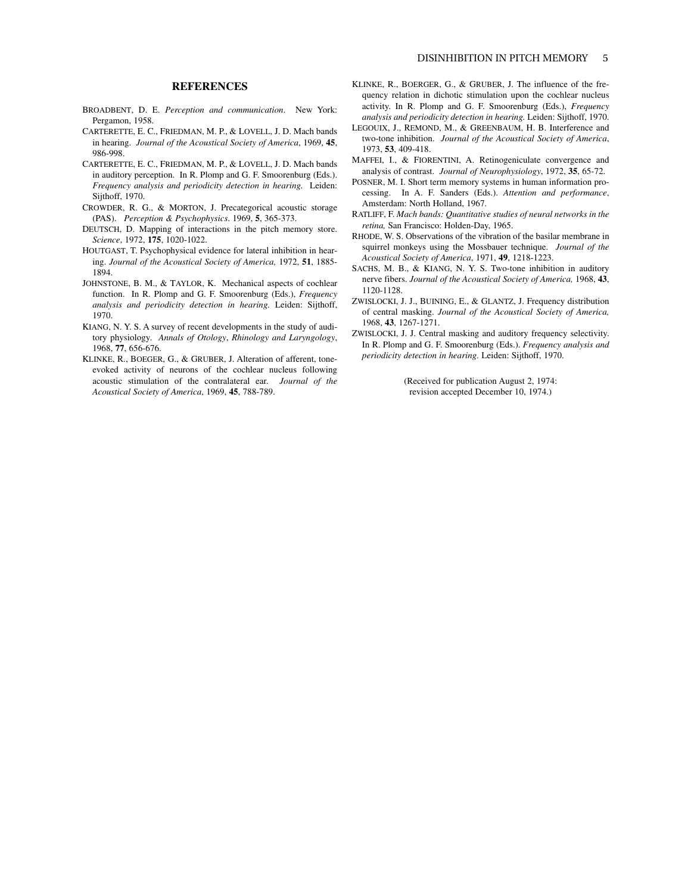## REFERENCES

BROADBENT, D. E. *Perception and communication*. New York: Pergamon, 1958.

CARTERETTE, E. C., FRIEDMAN, M. P., & LOVELL, J. D. Mach bands in hearing. *Journal of the Acoustical Society of America*, 1969, **45**, 986-998.

CARTERETTE, E. C., FRIEDMAN, M. P., & LOVELL, J. D. Mach bands in auditory perception. In R. Plomp and G. F. Smoorenburg (Eds.). *Frequency analysis and periodicity detection in hearing.* Leiden: Sijthoff, 1970.

CROWDER, R. G., & MORTON, J. Precategorical acoustic storage (PAS). *Perception & Psychophysics*. 1969, **5**, 365-373.

DEUTSCH, D. Mapping of interactions in the pitch memory store. *Science*, 1972, **175**, 1020-1022.

HOUTGAST, T. Psychophysical evidence for lateral inhibition in hearing. *Journal of the Acoustical Society of America,* 1972, **51**, 1885-1894.

JOHNSTONE, B. M., & TAYLOR, K. Mechanical aspects of cochlear function. In R. Plomp and G. F. Smoorenburg (Eds.), *Frequency analysis and periodicity detection in hearing.* Leiden: Sijthoff, 1970.

KIANG, N. Y. S. A survey of recent developments in the study of auditory physiology. *Annals of Otology*, *Rhinology and Laryngology*, 1968, **77**, 656-676.

KLINKE, R., BOEGER, G., & GRUBER, J. Alteration of afferent, tone-evoked activity of neurons of the cochlear nucleus following acoustic stimulation of the contralateral ear. *Journal of the Acoustical Society of America*, 1969, **45**, 788-789.

KLINKE, R., BOERGER, G., & GRUBER, J. The influence of the frequency relation in dichotic stimulation upon the cochlear nucleus activity. In R. Plomp and G. F. Smoorenburg (Eds.), *Frequency analysis and periodicity detection in hearing.* Leiden: Sijthoff, 1970.

LEGOUIX, J., REMOND, M., & GREENBAUM, H. B. Interference and two-tone inhibition. *Journal of the Acoustical Society of America*, 1973, **53**, 409-418.

MAFFEI, I., & FIORENTINI, A. Retinogeniculate convergence and analysis of contrast. *Journal of Neurophysiology*, 1972, **35**, 65-72.

POSNER, M. I. Short term memory systems in human information processing. In A. F. Sanders (Eds.). *Attention and performance*, Amsterdam: North Holland, 1967.

RATLIFF, F. *Mach bands: Quantitative studies of neural networks in the retina,* San Francisco: Holden-Day, 1965.

RHODE, W. S. Observations of the vibration of the basilar membrane in squirrel monkeys using the Mossbauer technique. *Journal of the Acoustical Society of America*, 1971, **49**, 1218-1223.

SACHS, M. B., & KIANG, N. Y. S. Two-tone inhibition in auditory nerve fibers. *Journal of the Acoustical Society of America,* 1968, **43**, 1120-1128.

ZWISLOCKI, J. J., BUINING, E., & GLANTZ, J. Frequency distribution of central masking. *Journal of the Acoustical Society of America,* 1968, **43**, 1267-1271.

ZWISLOCKI, J. J. Central masking and auditory frequency selectivity. In R. Plomp and G. F. Smoorenburg (Eds.). *Frequency analysis and periodicity detection in hearing*. Leiden: Sijthoff, 1970.

(Received for publication August 2, 1974:
revision accepted December 10, 1974.)